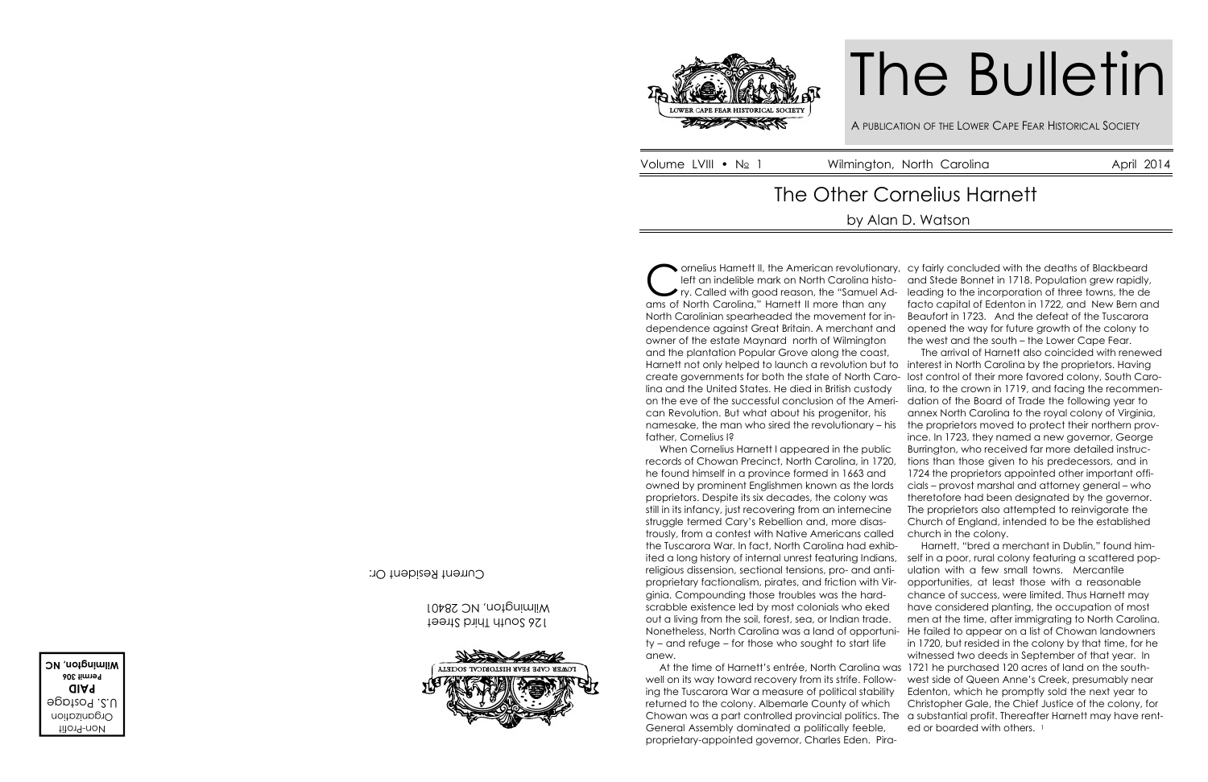# The Bulletin

A PUBLICATION OF THE LOWER CAPE FEAR HISTORICAL SOCIETY

Volume LVIII • № 1 Wilmington, North Carolina April 2014

## The Other Cornelius Harnett

by Alan D. Watson

Cornelius Harnett II, the American revolutionary, left an indelible mark on North Carolina history. Called with good reason, the "Samuel Adams of North Carolina," Harnett II more than any North Carolinian spearheaded the movement for independence against Great Britain. A merchant and owner of the estate Maynard north of Wilmington and the plantation Popular Grove along the coast, Harnett not only helped to launch a revolution but to create governments for both the state of North Carolina and the United States. He died in British custody on the eve of the successful conclusion of the American Revolution. But what about his progenitor, his namesake, the man who sired the revolutionary – his father, Cornelius I?

When Cornelius Harnett I appeared in the public records of Chowan Precinct, North Carolina, in 1720, he found himself in a province formed in 1663 and owned by prominent Englishmen known as the lords proprietors. Despite its six decades, the colony was still in its infancy, just recovering from an internecine struggle termed Cary's Rebellion and, more disastrously, from a contest with Native Americans called the Tuscarora War. In fact, North Carolina had exhibited a long history of internal unrest featuring Indians, religious dissension, sectional tensions, pro- and anti-proprietary factionalism, pirates, and friction with Virginia. Compounding those troubles was the hardscrabble existence led by most colonials who eked out a living from the soil, forest, sea, or Indian trade. Nonetheless, North Carolina was a land of opportunity – and refuge – for those who sought to start life anew.

At the time of Harnett's entrée, North Carolina was well on its way toward recovery from its strife. Following the Tuscarora War a measure of political stability returned to the colony. Albemarle County of which Chowan was a part controlled provincial politics. The General Assembly dominated a politically feeble, proprietary-appointed governor, Charles Eden. Piracy fairly concluded with the deaths of Blackbeard and Stede Bonnet in 1718. Population grew rapidly, leading to the incorporation of three towns, the de facto capital of Edenton in 1722, and New Bern and Beaufort in 1723. And the defeat of the Tuscarora opened the way for future growth of the colony to the west and the south – the Lower Cape Fear.

The arrival of Harnett also coincided with renewed interest in North Carolina by the proprietors. Having lost control of their more favored colony, South Carolina, to the crown in 1719, and facing the recommendation of the Board of Trade the following year to annex North Carolina to the royal colony of Virginia, the proprietors moved to protect their northern province. In 1723, they named a new governor, George Burrington, who received far more detailed instructions than those given to his predecessors, and in 1724 the proprietors appointed other important officials – provost marshal and attorney general – who theretofore had been designated by the governor. The proprietors also attempted to reinvigorate the Church of England, intended to be the established church in the colony.

Harnett, "bred a merchant in Dublin," found himself in a poor, rural colony featuring a scattered population with a few small towns. Mercantile opportunities, at least those with a reasonable chance of success, were limited. Thus Harnett may have considered planting, the occupation of most men at the time, after immigrating to North Carolina. He failed to appear on a list of Chowan landowners in 1720, but resided in the colony by that time, for he witnessed two deeds in September of that year. In 1721 he purchased 120 acres of land on the southwest side of Queen Anne's Creek, presumably near Edenton, which he promptly sold the next year to Christopher Gale, the Chief Justice of the colony, for a substantial profit. Thereafter Harnett may have rented or boarded with others. [1]

LOWER CAPE FEAR HISTORICAL SOCIETY

126 South Third Street
Wilmington, NC 28401

Current Resident Or:

Non-Profit
Organization
U.S. Postage
**PAID**
**Permit 306**
**Wilmington, NC**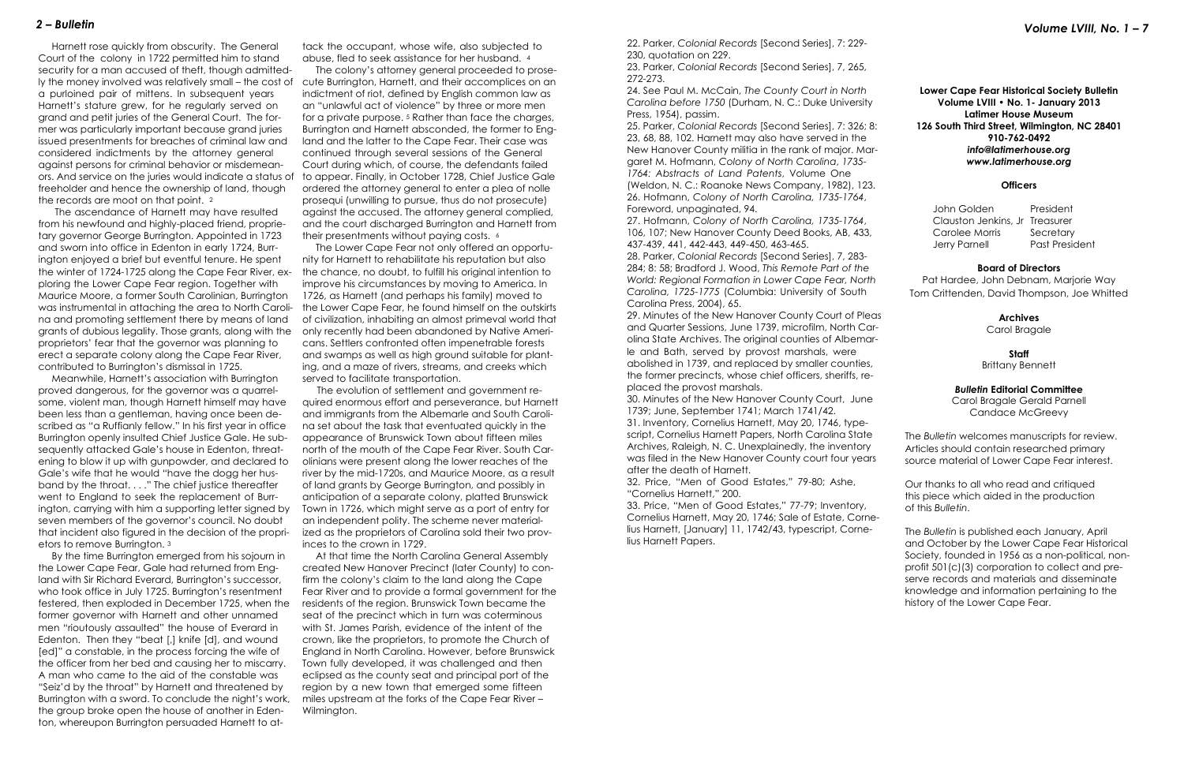Harnett rose quickly from obscurity. The General Court of the colony in 1722 permitted him to stand security for a man accused of theft, though admittedly the money involved was relatively small – the cost of a purloined pair of mittens. In subsequent years Harnett's stature grew, for he regularly served on grand and petit juries of the General Court. The former was particularly important because grand juries issued presentments for breaches of criminal law and considered indictments by the attorney general against persons for criminal behavior or misdemeanors. And service on the juries would indicate a status of freeholder and hence the ownership of land, though the records are moot on that point. [2]

The ascendance of Harnett may have resulted from his newfound and highly-placed friend, proprietary governor George Burrington. Appointed in 1723 and sworn into office in Edenton in early 1724, Burrington enjoyed a brief but eventful tenure. He spent the winter of 1724-1725 along the Cape Fear River, exploring the Lower Cape Fear region. Together with Maurice Moore, a former South Carolinian, Burrington was instrumental in attaching the area to North Carolina and promoting settlement there by means of land grants of dubious legality. Those grants, along with the proprietors' fear that the governor was planning to erect a separate colony along the Cape Fear River, contributed to Burrington's dismissal in 1725.

Meanwhile, Harnett's association with Burrington proved dangerous, for the governor was a quarrelsome, violent man, though Harnett himself may have been less than a gentleman, having once been described as "a Ruffianly fellow." In his first year in office Burrington openly insulted Chief Justice Gale. He subsequently attacked Gale's house in Edenton, threatening to blow it up with gunpowder, and declared to Gale's wife that he would "have the dogg her husband by the throat. . . ." The chief justice thereafter went to England to seek the replacement of Burrington, carrying with him a supporting letter signed by seven members of the governor's council. No doubt that incident also figured in the decision of the proprietors to remove Burrington. [3]

By the time Burrington emerged from his sojourn in the Lower Cape Fear, Gale had returned from England with Sir Richard Everard, Burrington's successor, who took office in July 1725. Burrington's resentment festered, then exploded in December 1725, when the former governor with Harnett and other unnamed men "riotously assaulted" the house of Everard in Edenton. Then they "beat [,] knife [d], and wound [ed]" a constable, in the process forcing the wife of the officer from her bed and causing her to miscarry. A man who came to the aid of the constable was "Seiz'd by the throat" by Harnett and threatened by Burrington with a sword. To conclude the night's work, the group broke open the house of another in Edenton, whereupon Burrington persuaded Harnett to attack the occupant, whose wife, also subjected to abuse, fled to seek assistance for her husband. [4]

The colony's attorney general proceeded to prosecute Burrington, Harnett, and their accomplices on an indictment of riot, defined by English common law as an "unlawful act of violence" by three or more men for a private purpose. [5] Rather than face the charges, Burrington and Harnett absconded, the former to England and the latter to the Cape Fear. Their case was continued through several sessions of the General Court during which, of course, the defendants failed to appear. Finally, in October 1728, Chief Justice Gale ordered the attorney general to enter a plea of nolle prosequi (unwilling to pursue, thus do not prosecute) against the accused. The attorney general complied, and the court discharged Burrington and Harnett from their presentments without paying costs. [6]

The Lower Cape Fear not only offered an opportunity for Harnett to rehabilitate his reputation but also the chance, no doubt, to fulfill his original intention to improve his circumstances by moving to America. In 1726, as Harnett (and perhaps his family) moved to the Lower Cape Fear, he found himself on the outskirts of civilization, inhabiting an almost primeval world that only recently had been abandoned by Native Americans. Settlers confronted often impenetrable forests and swamps as well as high ground suitable for planting, and a maze of rivers, streams, and creeks which served to facilitate transportation.

The evolution of settlement and government required enormous effort and perseverance, but Harnett and immigrants from the Albemarle and South Carolina set about the task that eventuated quickly in the appearance of Brunswick Town about fifteen miles north of the mouth of the Cape Fear River. South Carolinians were present along the lower reaches of the river by the mid-1720s, and Maurice Moore, as a result of land grants by George Burrington, and possibly in anticipation of a separate colony, platted Brunswick Town in 1726, which might serve as a port of entry for an independent polity. The scheme never materialized as the proprietors of Carolina sold their two provinces to the crown in 1729.

At that time the North Carolina General Assembly created New Hanover Precinct (later County) to confirm the colony's claim to the land along the Cape Fear River and to provide a formal government for the residents of the region. Brunswick Town became the seat of the precinct which in turn was coterminous with St. James Parish, evidence of the intent of the crown, like the proprietors, to promote the Church of England in North Carolina. However, before Brunswick Town fully developed, it was challenged and then eclipsed as the county seat and principal port of the region by a new town that emerged some fifteen miles upstream at the forks of the Cape Fear River – Wilmington.

22. Parker, *Colonial Records* [Second Series], 7: 229-230, quotation on 229.
23. Parker, *Colonial Records* [Second Series], 7, 265, 272-273.
24. See Paul M. McCain, *The County Court in North Carolina before 1750* (Durham, N. C.: Duke University Press, 1954), passim.
25. Parker, *Colonial Records* [Second Series], 7: 326; 8: 23, 68, 88, 102. Harnett may also have served in the New Hanover County militia in the rank of major. Margaret M. Hofmann, *Colony of North Carolina, 1735-1764: Abstracts of Land Patents*, Volume One (Weldon, N. C.: Roanoke News Company, 1982), 123.
26. Hofmann, *Colony of North Carolina, 1735-1764*, Foreword, unpaginated, 94.
27. Hofmann, *Colony of North Carolina, 1735-1764*, 106, 107; New Hanover County Deed Books, AB, 433, 437-439, 441, 442-443, 449-450, 463-465.
28. Parker, *Colonial Records* [Second Series], 7, 283-284; 8: 58; Bradford J. Wood, *This Remote Part of the World: Regional Formation in Lower Cape Fear, North Carolina, 1725-1775* (Columbia: University of South Carolina Press, 2004), 65.
29. Minutes of the New Hanover County Court of Pleas and Quarter Sessions, June 1739, microfilm, North Carolina State Archives. The original counties of Albemarle and Bath, served by provost marshals, were abolished in 1739, and replaced by smaller counties, the former precincts, whose chief officers, sheriffs, replaced the provost marshals.
30. Minutes of the New Hanover County Court, June 1739; June, September 1741; March 1741/42.
31. Inventory, Cornelius Harnett, May 20, 1746, typescript, Cornelius Harnett Papers, North Carolina State Archives, Raleigh, N. C. Unexplainedly, the inventory was filed in the New Hanover County court four years after the death of Harnett.
32. Price, "Men of Good Estates," 79-80; Ashe, "Cornelius Harnett," 200.
33. Price, "Men of Good Estates," 77-79; Inventory, Cornelius Harnett, May 20, 1746; Sale of Estate, Cornelius Harnett, [January] 11, 1742/43, typescript, Cornelius Harnett Papers.

**Lower Cape Fear Historical Society Bulletin**
**Volume LVIII • No. 1- January 2013**
**Latimer House Museum**
**126 South Third Street, Wilmington, NC 28401**
**910-762-0492**
***info@latimerhouse.org***
***www.latimerhouse.org***

**Officers**

| | |
|---|---|
| John Golden | President |
| Clauston Jenkins, Jr | Treasurer |
| Carolee Morris | Secretary |
| Jerry Parnell | Past President |

**Board of Directors**

Pat Hardee, John Debnam, Marjorie Way
Tom Crittenden, David Thompson, Joe Whitted

**Archives**

Carol Bragale

**Staff**

Brittany Bennett

***Bulletin* Editorial Committee**

Carol Bragale Gerald Parnell
Candace McGreevy

The *Bulletin* welcomes manuscripts for review. Articles should contain researched primary source material of Lower Cape Fear interest.

Our thanks to all who read and critiqued this piece which aided in the production of this *Bulletin*.

The *Bulletin* is published each January, April and October by the Lower Cape Fear Historical Society, founded in 1956 as a non-political, non-profit 501(c)(3) corporation to collect and preserve records and materials and disseminate knowledge and information pertaining to the history of the Lower Cape Fear.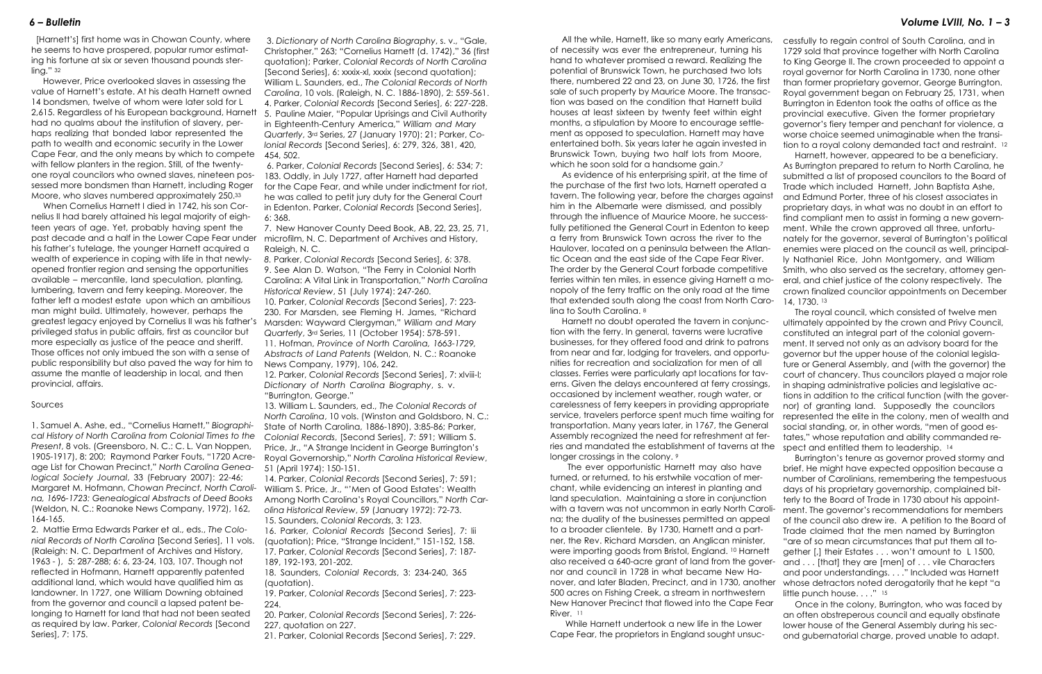[Harnett's] first home was in Chowan County, where he seems to have prospered, popular rumor estimating his fortune at six or seven thousand pounds sterling." [32]

However, Price overlooked slaves in assessing the value of Harnett's estate. At his death Harnett owned 14 bondsmen, twelve of whom were later sold for L 2,615. Regardless of his European background, Harnett had no qualms about the institution of slavery, perhaps realizing that bonded labor represented the path to wealth and economic security in the Lower Cape Fear, and the only means by which to compete with fellow planters in the region. Still, of the twenty-one royal councilors who owned slaves, nineteen possessed more bondsmen than Harnett, including Roger Moore, who slaves numbered approximately 250.[33]

When Cornelius Harnett I died in 1742, his son Cornelius II had barely attained his legal majority of eighteen years of age. Yet, probably having spent the past decade and a half in the Lower Cape Fear under his father's tutelage, the younger Harnett acquired a wealth of experience in coping with life in that newly-opened frontier region and sensing the opportunities available – mercantile, land speculation, planting, lumbering, tavern and ferry keeping. Moreover, the father left a modest estate upon which an ambitious man might build. Ultimately, however, perhaps the greatest legacy enjoyed by Cornelius II was his father's privileged status in public affairs, first as councilor but more especially as justice of the peace and sheriff. Those offices not only imbued the son with a sense of public responsibility but also paved the way for him to assume the mantle of leadership in local, and then provincial, affairs.

## Sources

1. Samuel A. Ashe, ed., "Cornelius Harnett," *Biographical History of North Carolina from Colonial Times to the Present*, 8 vols. (Greensboro, N. C.: C. L. Van Noppen, 1905-1917), 8: 200; Raymond Parker Fouts, "1720 Acreage List for Chowan Precinct," *North Carolina Genealogical Society Journal*, 33 (February 2007): 22-46; Margaret M. Hofmann, *Chowan Precinct, North Carolina, 1696-1723: Genealogical Abstracts of Deed Books* (Weldon, N. C.: Roanoke News Company, 1972), 162, 164-165.

2. Mattie Erma Edwards Parker et al., eds., *The Colonial Records of North Carolina* [Second Series], 11 vols. (Raleigh: N. C. Department of Archives and History, 1963 - ), 5: 287-288; 6: 6, 23-24, 103, 107. Though not reflected in Hofmann, Harnett apparently patented additional land, which would have qualified him as landowner. In 1727, one William Downing obtained from the governor and council a lapsed patent belonging to Harnett for land that had not been seated as required by law. Parker, *Colonial Records* [Second Series], 7: 175.

3. *Dictionary of North Carolina Biography*, s. v., "Gale, Christopher," 263; "Cornelius Harnett (d. 1742)," 36 (first quotation); Parker, *Colonial Records of North Carolina* [Second Series], 6: xxxix-xl, xxxix (second quotation); William L. Saunders, ed., *The Colonial Records of North Carolina*, 10 vols. (Raleigh, N. C. 1886-1890), 2: 559-561.

4. Parker, *Colonial Records* [Second Series], 6: 227-228.

5. Pauline Maier, "Popular Uprisings and Civil Authority in Eighteenth-Century America," *William and Mary Quarterly*, 3rd Series, 27 (January 1970): 21; Parker, *Colonial Records* [Second Series], 6: 279, 326, 381, 420, 454, 502.

6. Parker, *Colonial Records* [Second Series], 6: 534; 7: 183. Oddly, in July 1727, after Harnett had departed for the Cape Fear, and while under indictment for riot, he was called to petit jury duty for the General Court in Edenton. Parker, *Colonial Records* [Second Series], 6: 368.

7. New Hanover County Deed Book, AB, 22, 23, 25, 71, microfilm, N. C. Department of Archives and History, Raleigh, N. C.

8. Parker, *Colonial Records* [Second Series], 6: 378.

9. See Alan D. Watson, "The Ferry in Colonial North Carolina: A Vital Link in Transportation," *North Carolina Historical Review*, 51 (July 1974): 247-260.

10. Parker, *Colonial Records* [Second Series], 7: 223-230. For Marsden, see Fleming H. James, "Richard Marsden: Wayward Clergyman," *William and Mary Quarterly*, 3rd Series, 11 (October 1954): 578-591.

11. Hofman, *Province of North Carolina, 1663-1729, Abstracts of Land Patents* (Weldon, N. C.: Roanoke News Company, 1979), 106, 242.

12. Parker, *Colonial Records* [Second Series], 7: xlviii-l; *Dictionary of North Carolina Biography*, s. v. "Burrington, George."

13. William L. Saunders, ed., *The Colonial Records of North Carolina*, 10 vols. (Winston and Goldsboro, N. C.: State of North Carolina, 1886-1890), 3:85-86; Parker, *Colonial Records*, [Second Series], 7: 591; William S. Price, Jr., "A Strange Incident in George Burrington's Royal Governorship," *North Carolina Historical Review*, 51 (April 1974): 150-151.

14. Parker, *Colonial Records* [Second Series], 7: 591; William S. Price, Jr., "'Men of Good Estates': Wealth Among North Carolina's Royal Councillors," *North Carolina Historical Review*, 59 (January 1972): 72-73.

15. Saunders, *Colonial Records*, 3: 123.

16. Parker, *Colonial Records* [Second Series], 7: lii (quotation); Price, "Strange Incident," 151-152, 158.

17. Parker, *Colonial Records* [Second Series], 7: 187-189, 192-193, 201-202.

18. Saunders, *Colonial Records*, 3: 234-240, 365 (quotation).

19. Parker, *Colonial Records* [Second Series], 7: 223-224.

20. Parker, *Colonial Records* [Second Series], 7: 226-227, quotation on 227.

21. Parker, Colonial Records [Second Series], 7: 229.

All the while, Harnett, like so many early Americans, of necessity was ever the entrepreneur, turning his hand to whatever promised a reward. Realizing the potential of Brunswick Town, he purchased two lots there, numbered 22 and 23, on June 30, 1726, the first sale of such property by Maurice Moore. The transaction was based on the condition that Harnett build houses at least sixteen by twenty feet within eight months, a stipulation by Moore to encourage settlement as opposed to speculation. Harnett may have entertained both. Six years later he again invested in Brunswick Town, buying two half lots from Moore, which he soon sold for a handsome gain.[7]

As evidence of his enterprising spirit, at the time of the purchase of the first two lots, Harnett operated a tavern. The following year, before the charges against him in the Albemarle were dismissed, and possibly through the influence of Maurice Moore, he successfully petitioned the General Court in Edenton to keep a ferry from Brunswick Town across the river to the Haulover, located on a peninsula between the Atlantic Ocean and the east side of the Cape Fear River. The order by the General Court forbade competitive ferries within ten miles, in essence giving Harnett a monopoly of the ferry traffic on the only road at the time that extended south along the coast from North Carolina to South Carolina. [8]

Harnett no doubt operated the tavern in conjunction with the ferry. In general, taverns were lucrative businesses, for they offered food and drink to patrons from near and far, lodging for travelers, and opportunities for recreation and socialization for men of all classes. Ferries were particularly apt locations for taverns. Given the delays encountered at ferry crossings, occasioned by inclement weather, rough water, or carelessness of ferry keepers in providing appropriate service, travelers perforce spent much time waiting for transportation. Many years later, in 1767, the General Assembly recognized the need for refreshment at ferries and mandated the establishment of taverns at the longer crossings in the colony. [9]

The ever opportunistic Harnett may also have turned, or returned, to his erstwhile vocation of merchant, while evidencing an interest in planting and land speculation. Maintaining a store in conjunction with a tavern was not uncommon in early North Carolina; the duality of the businesses permitted an appeal to a broader clientele. By 1730, Harnett and a partner, the Rev. Richard Marsden, an Anglican minister, were importing goods from Bristol, England. [10] Harnett also received a 640-acre grant of land from the governor and council in 1728 in what became New Hanover, and later Bladen, Precinct, and in 1730, another 500 acres on Fishing Creek, a stream in northwestern New Hanover Precinct that flowed into the Cape Fear River. [11]

While Harnett undertook a new life in the Lower Cape Fear, the proprietors in England sought unsuccessfully to regain control of South Carolina, and in 1729 sold that province together with North Carolina to King George II. The crown proceeded to appoint a royal governor for North Carolina in 1730, none other than former proprietary governor, George Burrington. Royal government began on February 25, 1731, when Burrington in Edenton took the oaths of office as the provincial executive. Given the former proprietary governor's fiery temper and penchant for violence, a worse choice seemed unimaginable when the transition to a royal colony demanded tact and restraint. [12]

Harnett, however, appeared to be a beneficiary. As Burrington prepared to return to North Carolina, he submitted a list of proposed councilors to the Board of Trade which included Harnett, John Baptista Ashe, and Edmund Porter, three of his closest associates in proprietary days, in what was no doubt an effort to find compliant men to assist in forming a new government. While the crown approved all three, unfortunately for the governor, several of Burrington's political enemies were placed on the council as well, principally Nathaniel Rice, John Montgomery, and William Smith, who also served as the secretary, attorney general, and chief justice of the colony respectively. The crown finalized councilor appointments on December 14, 1730. [13]

The royal council, which consisted of twelve men ultimately appointed by the crown and Privy Council, constituted an integral part of the colonial government. It served not only as an advisory board for the governor but the upper house of the colonial legislature or General Assembly, and (with the governor) the court of chancery. Thus councilors played a major role in shaping administrative policies and legislative actions in addition to the critical function (with the governor) of granting land. Supposedly the councilors represented the elite in the colony, men of wealth and social standing, or, in other words, "men of good estates," whose reputation and ability commanded respect and entitled them to leadership. [14]

Burrington's tenure as governor proved stormy and brief. He might have expected opposition because a number of Carolinians, remembering the tempestuous days of his proprietary governorship, complained bitterly to the Board of Trade in 1730 about his appointment. The governor's recommendations for members of the council also drew ire. A petition to the Board of Trade claimed that the men named by Burrington "are of so mean circumstances that put them all together [,] their Estates . . . won't amount to L 1500, and . . . [that] they are [men] of . . . vile Characters and poor understandings. . . ." Included was Harnett whose detractors noted derogatorily that he kept "a little punch house. . . ." [15]

Once in the colony, Burrington, who was faced by an often obstreperous council and equally obstinate lower house of the General Assembly during his second gubernatorial charge, proved unable to adapt.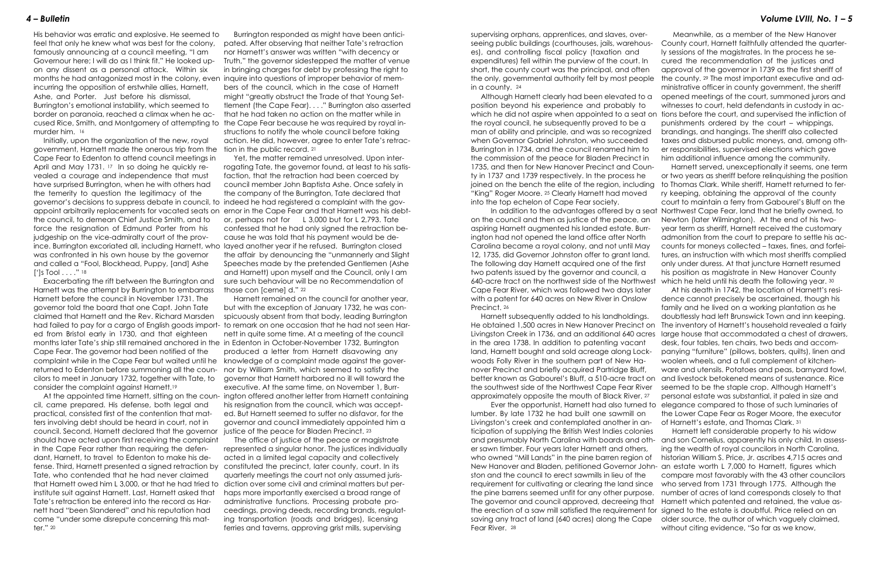His behavior was erratic and explosive. He seemed to feel that only he knew what was best for the colony, famously announcing at a council meeting, "I am Governour here; I will do as I think fit." He looked upon any dissent as a personal attack. Within six months he had antagonized most in the colony, even incurring the opposition of erstwhile allies, Harnett, Ashe, and Porter. Just before his dismissal, Burrington's emotional instability, which seemed to border on paranoia, reached a climax when he accused Rice, Smith, and Montgomery of attempting to murder him. [16]

Initially, upon the organization of the new, royal government, Harnett made the onerous trip from the Cape Fear to Edenton to attend council meetings in April and May 1731. [17] In so doing he quickly revealed a courage and independence that must have surprised Burrington, when he with others had the temerity to question the legitimacy of the governor's decisions to suppress debate in council, to appoint arbitrarily replacements for vacated seats on the council, to demean Chief Justice Smith, and to force the resignation of Edmund Porter from his judgeship on the vice-admiralty court of the province. Burrington excoriated all, including Harnett, who was confronted in his own house by the governor and called a "Fool, Blockhead, Puppy, [and] Ashe [']s Tool . . . ." [18]

Exacerbating the rift between the Burrington and Harnett was the attempt by Burrington to embarrass Harnett before the council in November 1731. The governor told the board that one Capt. John Tate claimed that Harnett and the Rev. Richard Marsden had failed to pay for a cargo of English goods imported from Bristol early in 1730, and that eighteen months later Tate's ship still remained anchored in the Cape Fear. The governor had been notified of the complaint while in the Cape Fear but waited until he returned to Edenton before summoning all the councilors to meet in January 1732, together with Tate, to consider the complaint against Harnett.[19]

At the appointed time Harnett, sitting on the council, came prepared. His defense, both legal and practical, consisted first of the contention that matters involving debt should be heard in court, not in council. Second, Harnett declared that the governor should have acted upon first receiving the complaint in the Cape Fear rather than requiring the defendant, Harnett, to travel to Edenton to make his defense. Third, Harnett presented a signed retraction by Tate, who contended that he had never claimed that Harnett owed him L 3,000, or that he had tried to institute suit against Harnett. Last, Harnett asked that Tate's retraction be entered into the record as Harnett had "been Slandered" and his reputation had come "under some disrepute concerning this matter." [20]

Burrington responded as might have been anticipated. After observing that neither Tate's retraction nor Harnett's answer was written "with decency or Truth," the governor sidestepped the matter of venue in bringing charges for debt by professing the right to inquire into questions of improper behavior of members of the council, which in the case of Harnett might "greatly obstruct the Trade of that Young Settlement (the Cape Fear). . . ." Burrington also asserted that he had taken no action on the matter while in the Cape Fear because he was required by royal instructions to notify the whole council before taking action. He did, however, agree to enter Tate's retraction in the public record. [21]

Yet, the matter remained unresolved. Upon interrogating Tate, the governor found, at least to his satisfaction, that the retraction had been coerced by council member John Baptista Ashe. Once safely in the company of the Burrington, Tate declared that indeed he had registered a complaint with the governor in the Cape Fear and that Harnett was his debtor, perhaps not for L 3,000 but for L 2,793. Tate confessed that he had only signed the retraction because he was told that his payment would be delayed another year if he refused. Burrington closed the affair by denouncing the "unmannerly and Slight Speeches made by the pretended Gentlemen (Ashe and Harnett) upon myself and the Council, only I am sure such behaviour will be no Recommendation of those con [cerne] d." [22]

Harnett remained on the council for another year, but with the exception of January 1732, he was conspicuously absent from that body, leading Burrington to remark on one occasion that he had not seen Harnett in quite some time. At a meeting of the council in Edenton in October-November 1732, Burrington produced a letter from Harnett disavowing any knowledge of a complaint made against the governor by William Smith, which seemed to satisfy the governor that Harnett harbored no ill will toward the executive. At the same time, on November 1, Burrington offered another letter from Harnett containing his resignation from the council, which was accepted. But Harnett seemed to suffer no disfavor, for the governor and council immediately appointed him a justice of the peace for Bladen Precinct. [23]

The office of justice of the peace or magistrate represented a singular honor. The justices individually acted in a limited legal capacity and collectively constituted the precinct, later county, court. In its quarterly meetings the court not only assumed jurisdiction over some civil and criminal matters but perhaps more importantly exercised a broad range of administrative functions. Processing probate proceedings, proving deeds, recording brands, regulating transportation (roads and bridges), licensing ferries and taverns, approving grist mills, supervising orphans, apprentices, and slaves, overseeing public buildings (courthouses, jails, warehouses), and controlling fiscal policy (taxation and expenditures) fell within the purview of the court. In short, the county court was the principal, and often the only, governmental authority felt by most people in a county. [24]

Although Harnett clearly had been elevated to a position beyond his experience and probably to which he did not aspire when appointed to a seat on the royal council, he subsequently proved to be a man of ability and principle, and was so recognized when Governor Gabriel Johnston, who succeeded Burrington in 1734, and the council renamed him to the commission of the peace for Bladen Precinct in 1735, and then for New Hanover Precinct and County in 1737 and 1739 respectively. In the process he joined on the bench the elite of the region, including "King" Roger Moore. [25] Clearly Harnett had moved into the top echelon of Cape Fear society.

In addition to the advantages offered by a seat on the council and then as justice of the peace, an aspiring Harnett augmented his landed estate. Burrington had not opened the land office after North Carolina became a royal colony, and not until May 12, 1735, did Governor Johnston offer to grant land. The following day Harnett acquired one of the first two patents issued by the governor and council, a 640-acre tract on the northwest side of the Northwest Cape Fear River, which was followed two days later with a patent for 640 acres on New River in Onslow Precinct. [26]

Harnett subsequently added to his landholdings. He obtained 1,500 acres in New Hanover Precinct on Livingston Creek in 1736, and an additional 640 acres in the area 1738. In addition to patenting vacant land, Harnett bought and sold acreage along Lockwoods Folly River in the southern part of New Hanover Precinct and briefly acquired Partridge Bluff, better known as Gabourel's Bluff, a 510-acre tract on the southwest side of the Northwest Cape Fear River approximately opposite the mouth of Black River. [27]

Ever the opportunist, Harnett had also turned to lumber. By late 1732 he had built one sawmill on Livingston's creek and contemplated another in anticipation of supplying the British West Indies colonies and presumably North Carolina with boards and other sawn timber. Four years later Harnett and others, who owned "Mill Lands" in the pine barren region of New Hanover and Bladen, petitioned Governor Johnston and the council to erect sawmills in lieu of the requirement for cultivating or clearing the land since the pine barrens seemed unfit for any other purpose. The governor and council approved, decreeing that the erection of a saw mill satisfied the requirement for saving any tract of land (640 acres) along the Cape Fear River. [28]

Meanwhile, as a member of the New Hanover County court, Harnett faithfully attended the quarterly sessions of the magistrates. In the process he secured the recommendation of the justices and approval of the governor in 1739 as the first sheriff of the county. [29] The most important executive and administrative officer in county government, the sheriff opened meetings of the court, summoned jurors and witnesses to court, held defendants in custody in actions before the court, and supervised the infliction of punishments ordered by the court – whippings, brandings, and hangings. The sheriff also collected taxes and disbursed public moneys, and, among other responsibilities, supervised elections which gave him additional influence among the community.

Harnett served, unexceptionally it seems, one term or two years as sheriff before relinquishing the position to Thomas Clark. While sheriff, Harnett returned to ferry keeping, obtaining the approval of the county court to maintain a ferry from Gabourel's Bluff on the Northwest Cape Fear, land that he briefly owned, to Newton (later Wilmington). At the end of his two-year term as sheriff, Harnett received the customary admonition from the court to prepare to settle his accounts for moneys collected – taxes, fines, and forfeitures, an instruction with which most sheriffs complied only under duress. At that juncture Harnett resumed his position as magistrate in New Hanover County which he held until his death the following year. [30]

At his death in 1742, the location of Harnett's residence cannot precisely be ascertained, though his family and he lived on a working plantation as he doubtlessly had left Brunswick Town and inn keeping. The inventory of Harnett's household revealed a fairly large house that accommodated a chest of drawers, desk, four tables, ten chairs, two beds and accompanying "furniture" (pillows, bolsters, quilts), linen and woolen wheels, and a full complement of kitchenware and utensils. Potatoes and peas, barnyard fowl, and livestock betokened means of sustenance. Rice seemed to be the staple crop. Although Harnett's personal estate was substantial, it paled in size and elegance compared to those of such luminaries of the Lower Cape Fear as Roger Moore, the executor of Harnett's estate, and Thomas Clark. [31]

Harnett left considerable property to his widow and son Cornelius, apparently his only child. In assessing the wealth of royal councilors in North Carolina, historian William S. Price, Jr. ascribes 4,715 acres and an estate worth L 7,000 to Harnett, figures which compare most favorably with the 43 other councilors who served from 1731 through 1775. Although the number of acres of land corresponds closely to that Harnett which patented and retained, the value assigned to the estate is doubtful. Price relied on an older source, the author of which vaguely claimed, without citing evidence, "So far as we know,